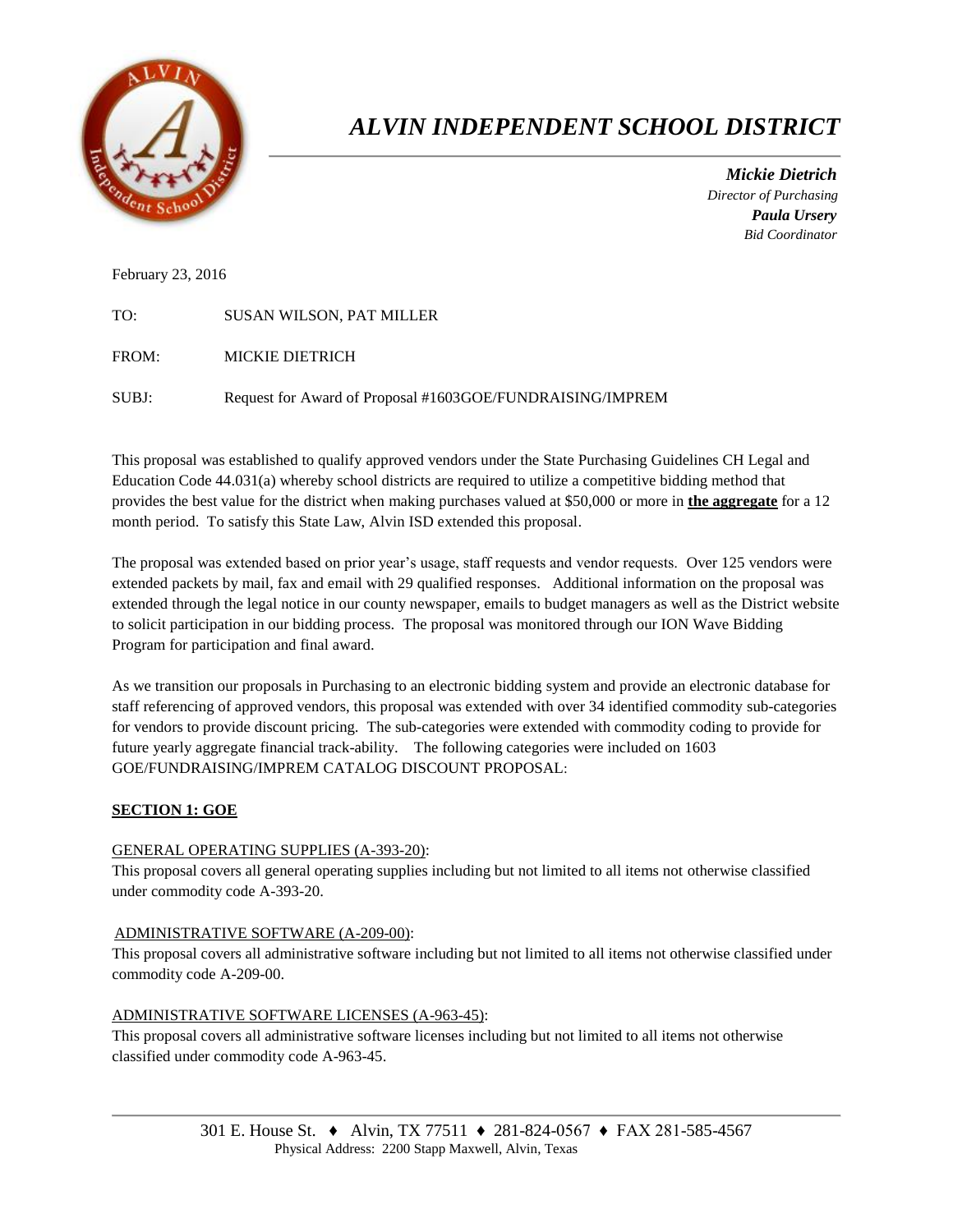# *ALVIN INDEPENDENT SCHOOL DISTRICT*

***Mickie Dietrich***
*Director of Purchasing*
***Paula Ursery***
*Bid Coordinator*

February 23, 2016

TO: SUSAN WILSON, PAT MILLER

FROM: MICKIE DIETRICH

SUBJ: Request for Award of Proposal #1603GOE/FUNDRAISING/IMPREM

This proposal was established to qualify approved vendors under the State Purchasing Guidelines CH Legal and Education Code 44.031(a) whereby school districts are required to utilize a competitive bidding method that provides the best value for the district when making purchases valued at $50,000 or more in **the aggregate** for a 12 month period. To satisfy this State Law, Alvin ISD extended this proposal.

The proposal was extended based on prior year's usage, staff requests and vendor requests. Over 125 vendors were extended packets by mail, fax and email with 29 qualified responses. Additional information on the proposal was extended through the legal notice in our county newspaper, emails to budget managers as well as the District website to solicit participation in our bidding process. The proposal was monitored through our ION Wave Bidding Program for participation and final award.

As we transition our proposals in Purchasing to an electronic bidding system and provide an electronic database for staff referencing of approved vendors, this proposal was extended with over 34 identified commodity sub-categories for vendors to provide discount pricing. The sub-categories were extended with commodity coding to provide for future yearly aggregate financial track-ability. The following categories were included on 1603 GOE/FUNDRAISING/IMPREM CATALOG DISCOUNT PROPOSAL:

## SECTION 1: GOE

GENERAL OPERATING SUPPLIES (A-393-20):
This proposal covers all general operating supplies including but not limited to all items not otherwise classified under commodity code A-393-20.

ADMINISTRATIVE SOFTWARE (A-209-00):
This proposal covers all administrative software including but not limited to all items not otherwise classified under commodity code A-209-00.

ADMINISTRATIVE SOFTWARE LICENSES (A-963-45):
This proposal covers all administrative software licenses including but not limited to all items not otherwise classified under commodity code A-963-45.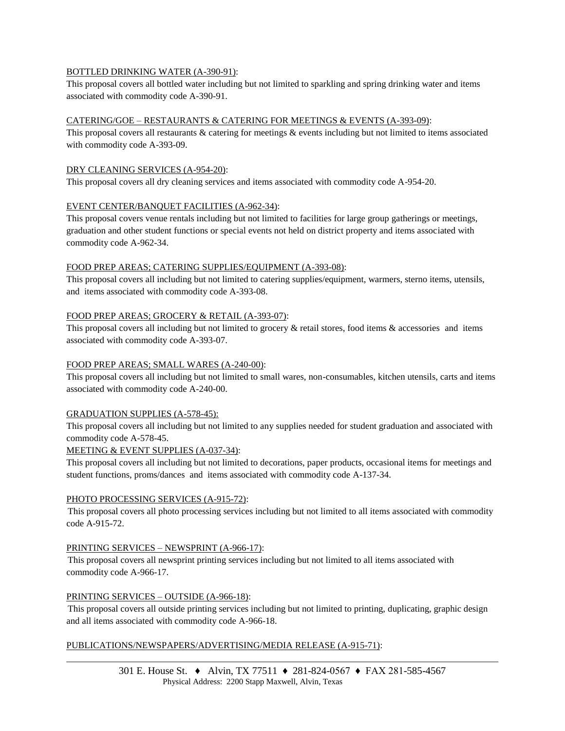BOTTLED DRINKING WATER (A-390-91):

This proposal covers all bottled water including but not limited to sparkling and spring drinking water and items associated with commodity code A-390-91.

CATERING/GOE – RESTAURANTS & CATERING FOR MEETINGS & EVENTS (A-393-09):

This proposal covers all restaurants & catering for meetings & events including but not limited to items associated with commodity code A-393-09.

DRY CLEANING SERVICES (A-954-20):

This proposal covers all dry cleaning services and items associated with commodity code A-954-20.

EVENT CENTER/BANQUET FACILITIES (A-962-34):

This proposal covers venue rentals including but not limited to facilities for large group gatherings or meetings, graduation and other student functions or special events not held on district property and items associated with commodity code A-962-34.

FOOD PREP AREAS; CATERING SUPPLIES/EQUIPMENT (A-393-08):

This proposal covers all including but not limited to catering supplies/equipment, warmers, sterno items, utensils, and items associated with commodity code A-393-08.

FOOD PREP AREAS; GROCERY & RETAIL (A-393-07):

This proposal covers all including but not limited to grocery & retail stores, food items & accessories and items associated with commodity code A-393-07.

FOOD PREP AREAS; SMALL WARES (A-240-00):

This proposal covers all including but not limited to small wares, non-consumables, kitchen utensils, carts and items associated with commodity code A-240-00.

GRADUATION SUPPLIES (A-578-45):

This proposal covers all including but not limited to any supplies needed for student graduation and associated with commodity code A-578-45.

MEETING & EVENT SUPPLIES (A-037-34):

This proposal covers all including but not limited to decorations, paper products, occasional items for meetings and student functions, proms/dances and items associated with commodity code A-137-34.

PHOTO PROCESSING SERVICES (A-915-72):

This proposal covers all photo processing services including but not limited to all items associated with commodity code A-915-72.

PRINTING SERVICES – NEWSPRINT (A-966-17):

This proposal covers all newsprint printing services including but not limited to all items associated with commodity code A-966-17.

PRINTING SERVICES – OUTSIDE (A-966-18):

This proposal covers all outside printing services including but not limited to printing, duplicating, graphic design and all items associated with commodity code A-966-18.

PUBLICATIONS/NEWSPAPERS/ADVERTISING/MEDIA RELEASE (A-915-71):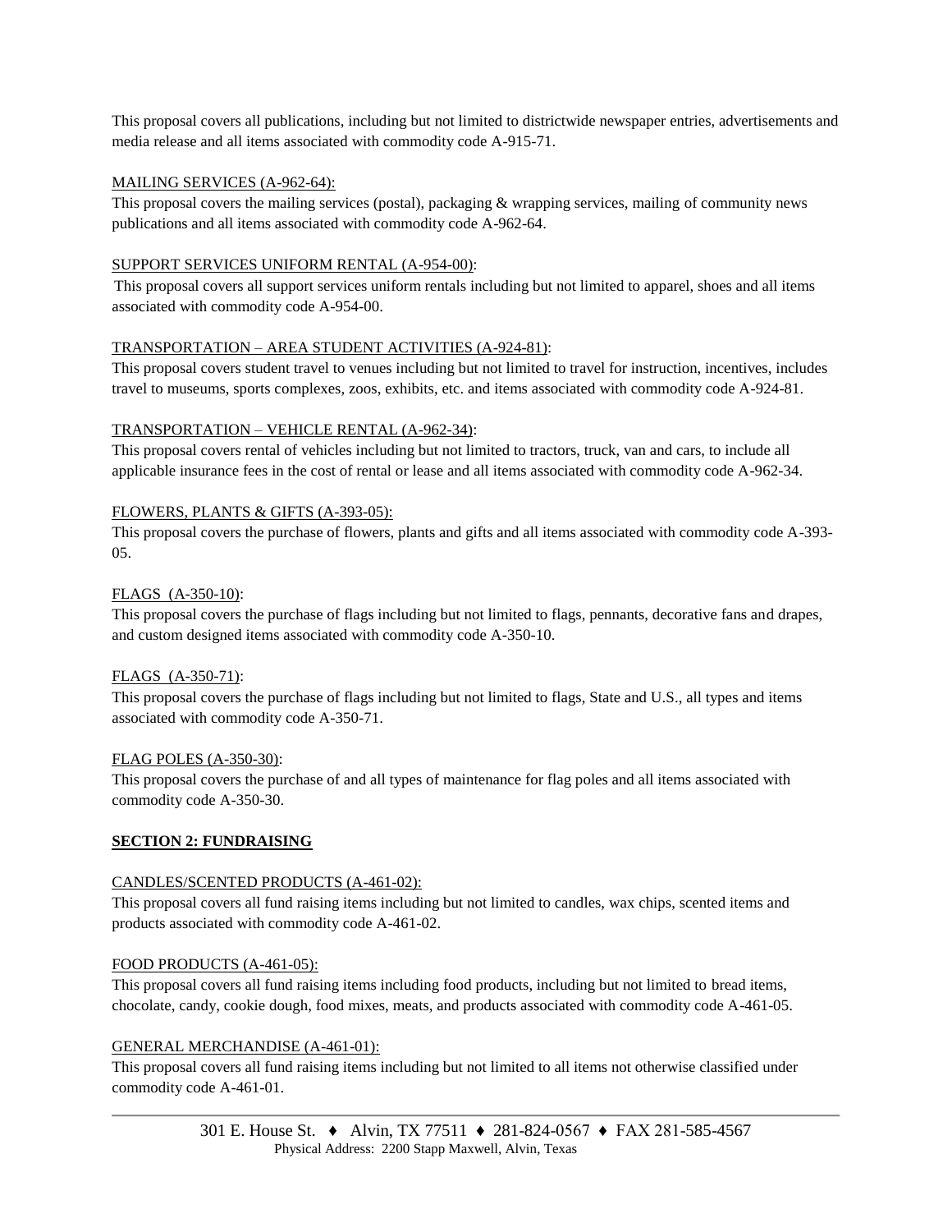This proposal covers all publications, including but not limited to districtwide newspaper entries, advertisements and media release and all items associated with commodity code A-915-71.

MAILING SERVICES (A-962-64):

This proposal covers the mailing services (postal), packaging & wrapping services, mailing of community news publications and all items associated with commodity code A-962-64.

SUPPORT SERVICES UNIFORM RENTAL (A-954-00):

This proposal covers all support services uniform rentals including but not limited to apparel, shoes and all items associated with commodity code A-954-00.

TRANSPORTATION – AREA STUDENT ACTIVITIES (A-924-81):

This proposal covers student travel to venues including but not limited to travel for instruction, incentives, includes travel to museums, sports complexes, zoos, exhibits, etc. and items associated with commodity code A-924-81.

TRANSPORTATION – VEHICLE RENTAL (A-962-34):

This proposal covers rental of vehicles including but not limited to tractors, truck, van and cars, to include all applicable insurance fees in the cost of rental or lease and all items associated with commodity code A-962-34.

FLOWERS, PLANTS & GIFTS (A-393-05):

This proposal covers the purchase of flowers, plants and gifts and all items associated with commodity code A-393-05.

FLAGS (A-350-10):

This proposal covers the purchase of flags including but not limited to flags, pennants, decorative fans and drapes, and custom designed items associated with commodity code A-350-10.

FLAGS (A-350-71):

This proposal covers the purchase of flags including but not limited to flags, State and U.S., all types and items associated with commodity code A-350-71.

FLAG POLES (A-350-30):

This proposal covers the purchase of and all types of maintenance for flag poles and all items associated with commodity code A-350-30.

**SECTION 2: FUNDRAISING**

CANDLES/SCENTED PRODUCTS (A-461-02):

This proposal covers all fund raising items including but not limited to candles, wax chips, scented items and products associated with commodity code A-461-02.

FOOD PRODUCTS (A-461-05):

This proposal covers all fund raising items including food products, including but not limited to bread items, chocolate, candy, cookie dough, food mixes, meats, and products associated with commodity code A-461-05.

GENERAL MERCHANDISE (A-461-01):

This proposal covers all fund raising items including but not limited to all items not otherwise classified under commodity code A-461-01.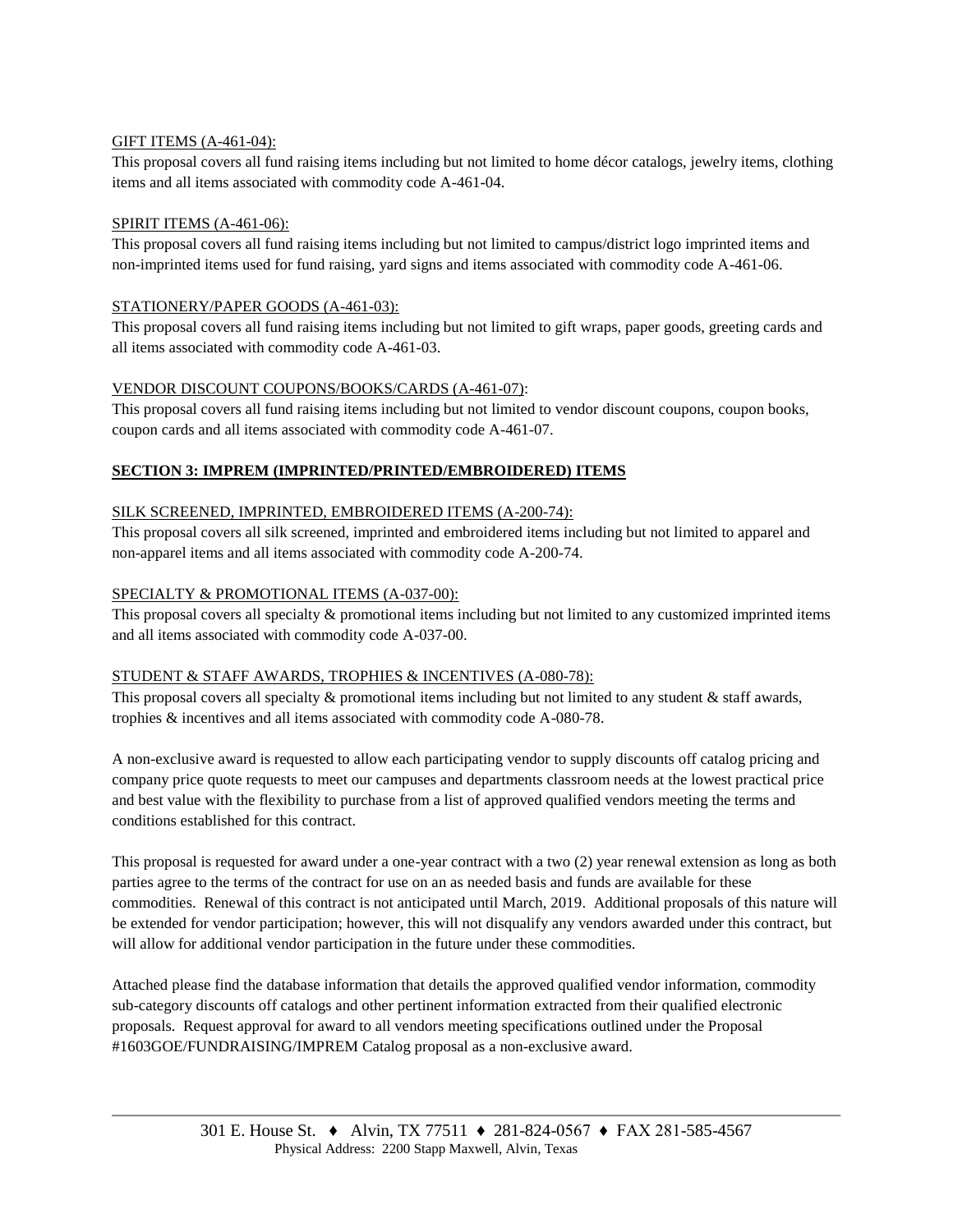GIFT ITEMS (A-461-04):

This proposal covers all fund raising items including but not limited to home décor catalogs, jewelry items, clothing items and all items associated with commodity code A-461-04.

SPIRIT ITEMS (A-461-06):

This proposal covers all fund raising items including but not limited to campus/district logo imprinted items and non-imprinted items used for fund raising, yard signs and items associated with commodity code A-461-06.

STATIONERY/PAPER GOODS (A-461-03):

This proposal covers all fund raising items including but not limited to gift wraps, paper goods, greeting cards and all items associated with commodity code A-461-03.

VENDOR DISCOUNT COUPONS/BOOKS/CARDS (A-461-07):

This proposal covers all fund raising items including but not limited to vendor discount coupons, coupon books, coupon cards and all items associated with commodity code A-461-07.

**SECTION 3: IMPREM (IMPRINTED/PRINTED/EMBROIDERED) ITEMS**

SILK SCREENED, IMPRINTED, EMBROIDERED ITEMS (A-200-74):

This proposal covers all silk screened, imprinted and embroidered items including but not limited to apparel and non-apparel items and all items associated with commodity code A-200-74.

SPECIALTY & PROMOTIONAL ITEMS (A-037-00):

This proposal covers all specialty & promotional items including but not limited to any customized imprinted items and all items associated with commodity code A-037-00.

STUDENT & STAFF AWARDS, TROPHIES & INCENTIVES (A-080-78):

This proposal covers all specialty & promotional items including but not limited to any student & staff awards, trophies & incentives and all items associated with commodity code A-080-78.

A non-exclusive award is requested to allow each participating vendor to supply discounts off catalog pricing and company price quote requests to meet our campuses and departments classroom needs at the lowest practical price and best value with the flexibility to purchase from a list of approved qualified vendors meeting the terms and conditions established for this contract.

This proposal is requested for award under a one-year contract with a two (2) year renewal extension as long as both parties agree to the terms of the contract for use on an as needed basis and funds are available for these commodities. Renewal of this contract is not anticipated until March, 2019. Additional proposals of this nature will be extended for vendor participation; however, this will not disqualify any vendors awarded under this contract, but will allow for additional vendor participation in the future under these commodities.

Attached please find the database information that details the approved qualified vendor information, commodity sub-category discounts off catalogs and other pertinent information extracted from their qualified electronic proposals. Request approval for award to all vendors meeting specifications outlined under the Proposal #1603GOE/FUNDRAISING/IMPREM Catalog proposal as a non-exclusive award.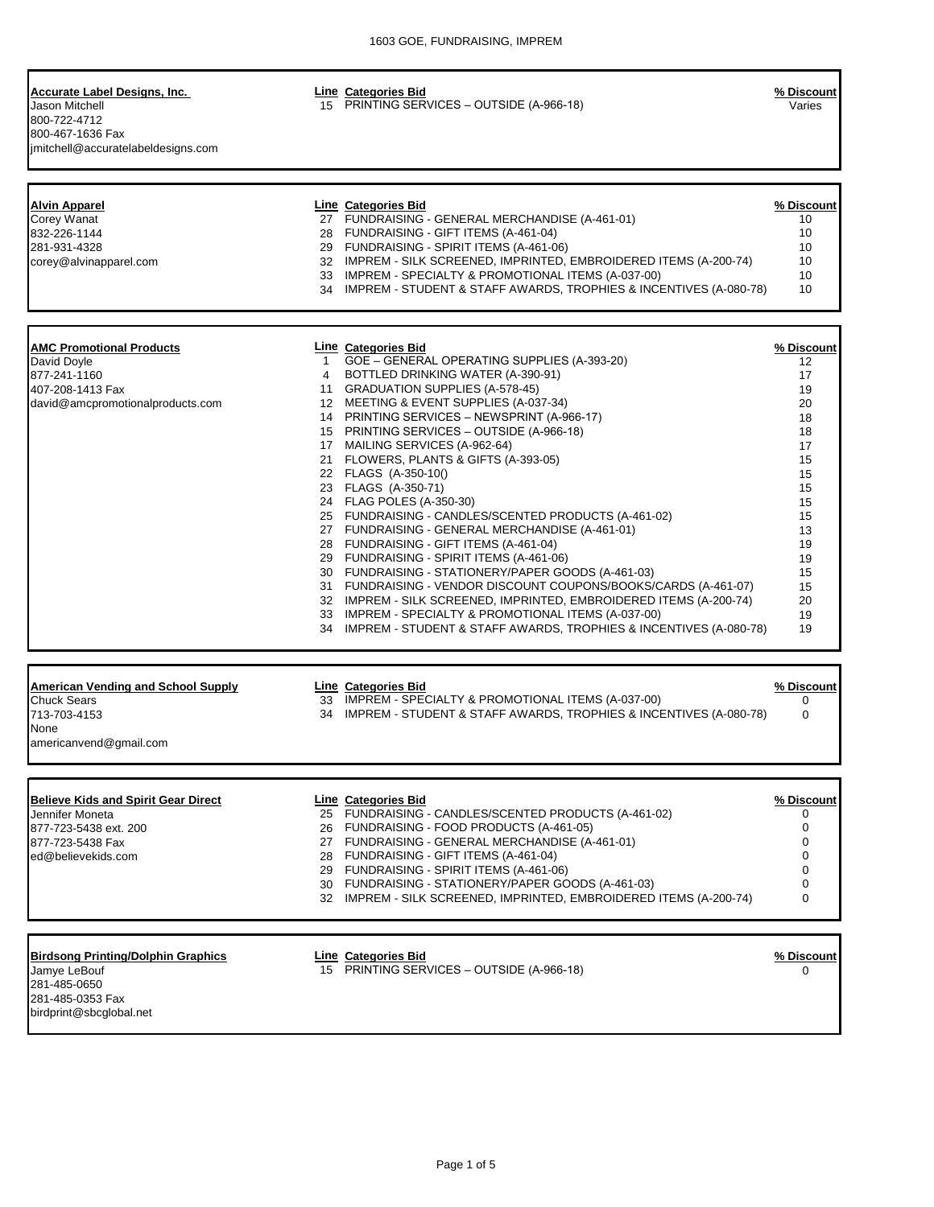# 1603 GOE, FUNDRAISING, IMPREM

**Accurate Label Designs, Inc.**
Jason Mitchell
800-722-4712
800-467-1636 Fax
jmitchell@accuratelabeldesigns.com

| Line | Categories Bid | % Discount |
|---|---|---|
| 15 | PRINTING SERVICES – OUTSIDE (A-966-18) | Varies |

**Alvin Apparel**
Corey Wanat
832-226-1144
281-931-4328
corey@alvinapparel.com

| Line | Categories Bid | % Discount |
|---|---|---|
| 27 | FUNDRAISING - GENERAL MERCHANDISE (A-461-01) | 10 |
| 28 | FUNDRAISING - GIFT ITEMS (A-461-04) | 10 |
| 29 | FUNDRAISING - SPIRIT ITEMS (A-461-06) | 10 |
| 32 | IMPREM - SILK SCREENED, IMPRINTED, EMBROIDERED ITEMS (A-200-74) | 10 |
| 33 | IMPREM - SPECIALTY & PROMOTIONAL ITEMS (A-037-00) | 10 |
| 34 | IMPREM - STUDENT & STAFF AWARDS, TROPHIES & INCENTIVES (A-080-78) | 10 |

**AMC Promotional Products**
David Doyle
877-241-1160
407-208-1413 Fax
david@amcpromotionalproducts.com

| Line | Categories Bid | % Discount |
|---|---|---|
| 1 | GOE – GENERAL OPERATING SUPPLIES (A-393-20) | 12 |
| 4 | BOTTLED DRINKING WATER (A-390-91) | 17 |
| 11 | GRADUATION SUPPLIES (A-578-45) | 19 |
| 12 | MEETING & EVENT SUPPLIES (A-037-34) | 20 |
| 14 | PRINTING SERVICES – NEWSPRINT (A-966-17) | 18 |
| 15 | PRINTING SERVICES – OUTSIDE (A-966-18) | 18 |
| 17 | MAILING SERVICES (A-962-64) | 17 |
| 21 | FLOWERS, PLANTS & GIFTS (A-393-05) | 15 |
| 22 | FLAGS (A-350-10() | 15 |
| 23 | FLAGS (A-350-71) | 15 |
| 24 | FLAG POLES (A-350-30) | 15 |
| 25 | FUNDRAISING - CANDLES/SCENTED PRODUCTS (A-461-02) | 15 |
| 27 | FUNDRAISING - GENERAL MERCHANDISE (A-461-01) | 13 |
| 28 | FUNDRAISING - GIFT ITEMS (A-461-04) | 19 |
| 29 | FUNDRAISING - SPIRIT ITEMS (A-461-06) | 19 |
| 30 | FUNDRAISING - STATIONERY/PAPER GOODS (A-461-03) | 15 |
| 31 | FUNDRAISING - VENDOR DISCOUNT COUPONS/BOOKS/CARDS (A-461-07) | 15 |
| 32 | IMPREM - SILK SCREENED, IMPRINTED, EMBROIDERED ITEMS (A-200-74) | 20 |
| 33 | IMPREM - SPECIALTY & PROMOTIONAL ITEMS (A-037-00) | 19 |
| 34 | IMPREM - STUDENT & STAFF AWARDS, TROPHIES & INCENTIVES (A-080-78) | 19 |

**American Vending and School Supply**
Chuck Sears
713-703-4153
None
americanvend@gmail.com

| Line | Categories Bid | % Discount |
|---|---|---|
| 33 | IMPREM - SPECIALTY & PROMOTIONAL ITEMS (A-037-00) | 0 |
| 34 | IMPREM - STUDENT & STAFF AWARDS, TROPHIES & INCENTIVES (A-080-78) | 0 |

**Believe Kids and Spirit Gear Direct**
Jennifer Moneta
877-723-5438 ext. 200
877-723-5438 Fax
ed@believekids.com

| Line | Categories Bid | % Discount |
|---|---|---|
| 25 | FUNDRAISING - CANDLES/SCENTED PRODUCTS (A-461-02) | 0 |
| 26 | FUNDRAISING - FOOD PRODUCTS (A-461-05) | 0 |
| 27 | FUNDRAISING - GENERAL MERCHANDISE (A-461-01) | 0 |
| 28 | FUNDRAISING - GIFT ITEMS (A-461-04) | 0 |
| 29 | FUNDRAISING - SPIRIT ITEMS (A-461-06) | 0 |
| 30 | FUNDRAISING - STATIONERY/PAPER GOODS (A-461-03) | 0 |
| 32 | IMPREM - SILK SCREENED, IMPRINTED, EMBROIDERED ITEMS (A-200-74) | 0 |

**Birdsong Printing/Dolphin Graphics**
Jamye LeBouf
281-485-0650
281-485-0353 Fax
birdprint@sbcglobal.net

| Line | Categories Bid | % Discount |
|---|---|---|
| 15 | PRINTING SERVICES – OUTSIDE (A-966-18) | 0 |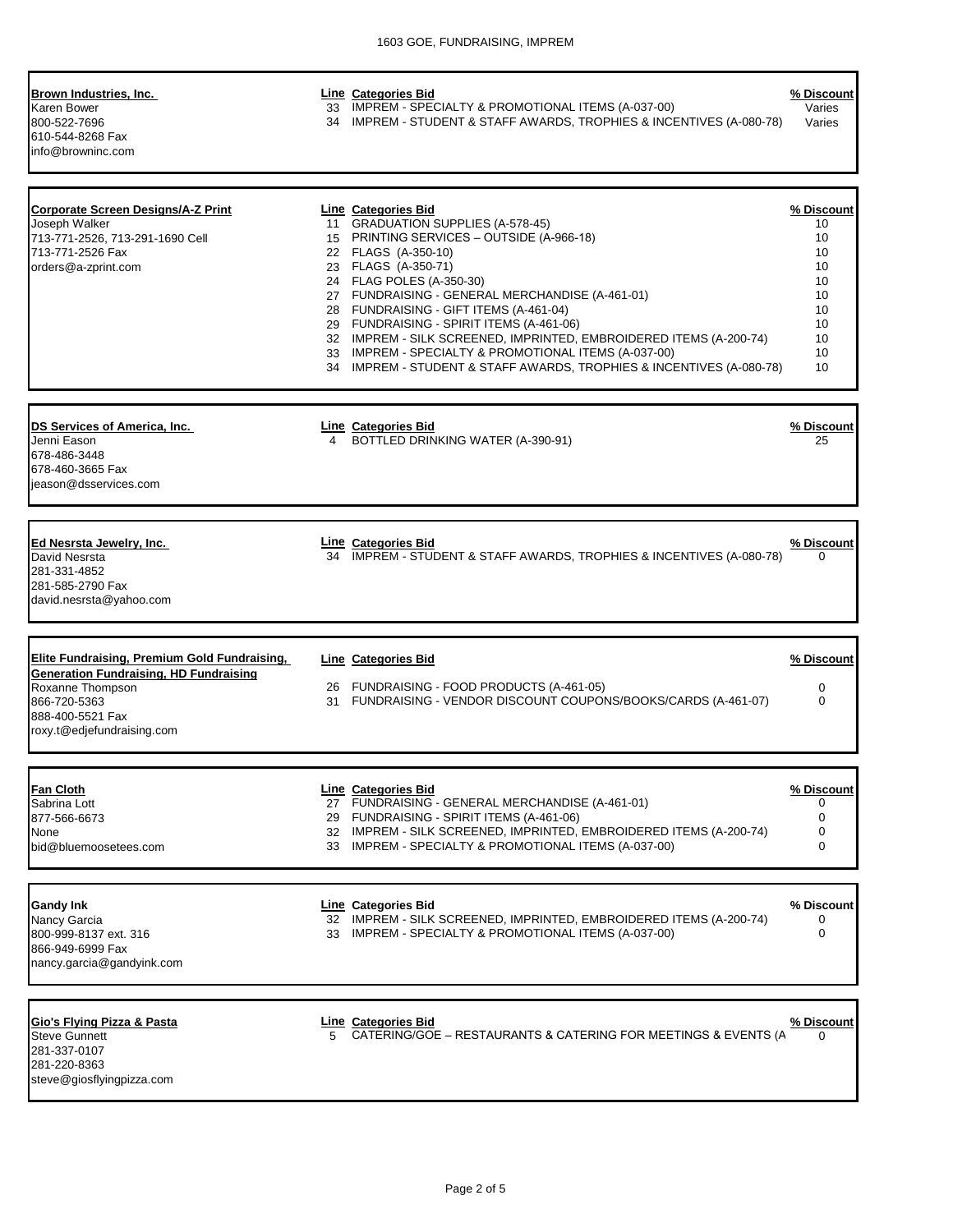1603 GOE, FUNDRAISING, IMPREM

| Vendor | Line | Categories Bid | % Discount |
|---|---|---|---|
| **Brown Industries, Inc.**<br>Karen Bower<br>800-522-7696<br>610-544-8268 Fax<br>info@browninc.com | 33 | IMPREM - SPECIALTY & PROMOTIONAL ITEMS (A-037-00) | Varies |
| | 34 | IMPREM - STUDENT & STAFF AWARDS, TROPHIES & INCENTIVES (A-080-78) | Varies |

| Vendor | Line | Categories Bid | % Discount |
|---|---|---|---|
| **Corporate Screen Designs/A-Z Print**<br>Joseph Walker<br>713-771-2526, 713-291-1690 Cell<br>713-771-2526 Fax<br>orders@a-zprint.com | 11 | GRADUATION SUPPLIES (A-578-45) | 10 |
| | 15 | PRINTING SERVICES – OUTSIDE (A-966-18) | 10 |
| | 22 | FLAGS (A-350-10) | 10 |
| | 23 | FLAGS (A-350-71) | 10 |
| | 24 | FLAG POLES (A-350-30) | 10 |
| | 27 | FUNDRAISING - GENERAL MERCHANDISE (A-461-01) | 10 |
| | 28 | FUNDRAISING - GIFT ITEMS (A-461-04) | 10 |
| | 29 | FUNDRAISING - SPIRIT ITEMS (A-461-06) | 10 |
| | 32 | IMPREM - SILK SCREENED, IMPRINTED, EMBROIDERED ITEMS (A-200-74) | 10 |
| | 33 | IMPREM - SPECIALTY & PROMOTIONAL ITEMS (A-037-00) | 10 |
| | 34 | IMPREM - STUDENT & STAFF AWARDS, TROPHIES & INCENTIVES (A-080-78) | 10 |

| Vendor | Line | Categories Bid | % Discount |
|---|---|---|---|
| **DS Services of America, Inc.**<br>Jenni Eason<br>678-486-3448<br>678-460-3665 Fax<br>jeason@dsservices.com | 4 | BOTTLED DRINKING WATER (A-390-91) | 25 |

| Vendor | Line | Categories Bid | % Discount |
|---|---|---|---|
| **Ed Nesrsta Jewelry, Inc.**<br>David Nesrsta<br>281-331-4852<br>281-585-2790 Fax<br>david.nesrsta@yahoo.com | 34 | IMPREM - STUDENT & STAFF AWARDS, TROPHIES & INCENTIVES (A-080-78) | 0 |

| Vendor | Line | Categories Bid | % Discount |
|---|---|---|---|
| **Elite Fundraising, Premium Gold Fundraising, Generation Fundraising, HD Fundraising**<br>Roxanne Thompson<br>866-720-5363<br>888-400-5521 Fax<br>roxy.t@edjefundraising.com | 26 | FUNDRAISING - FOOD PRODUCTS (A-461-05) | 0 |
| | 31 | FUNDRAISING - VENDOR DISCOUNT COUPONS/BOOKS/CARDS (A-461-07) | 0 |

| Vendor | Line | Categories Bid | % Discount |
|---|---|---|---|
| **Fan Cloth**<br>Sabrina Lott<br>877-566-6673<br>None<br>bid@bluemoosetees.com | 27 | FUNDRAISING - GENERAL MERCHANDISE (A-461-01) | 0 |
| | 29 | FUNDRAISING - SPIRIT ITEMS (A-461-06) | 0 |
| | 32 | IMPREM - SILK SCREENED, IMPRINTED, EMBROIDERED ITEMS (A-200-74) | 0 |
| | 33 | IMPREM - SPECIALTY & PROMOTIONAL ITEMS (A-037-00) | 0 |

| Vendor | Line | Categories Bid | % Discount |
|---|---|---|---|
| **Gandy Ink**<br>Nancy Garcia<br>800-999-8137 ext. 316<br>866-949-6999 Fax<br>nancy.garcia@gandyink.com | 32 | IMPREM - SILK SCREENED, IMPRINTED, EMBROIDERED ITEMS (A-200-74) | 0 |
| | 33 | IMPREM - SPECIALTY & PROMOTIONAL ITEMS (A-037-00) | 0 |

| Vendor | Line | Categories Bid | % Discount |
|---|---|---|---|
| **Gio's Flying Pizza & Pasta**<br>Steve Gunnett<br>281-337-0107<br>281-220-8363<br>steve@giosflyingpizza.com | 5 | CATERING/GOE – RESTAURANTS & CATERING FOR MEETINGS & EVENTS (A | 0 |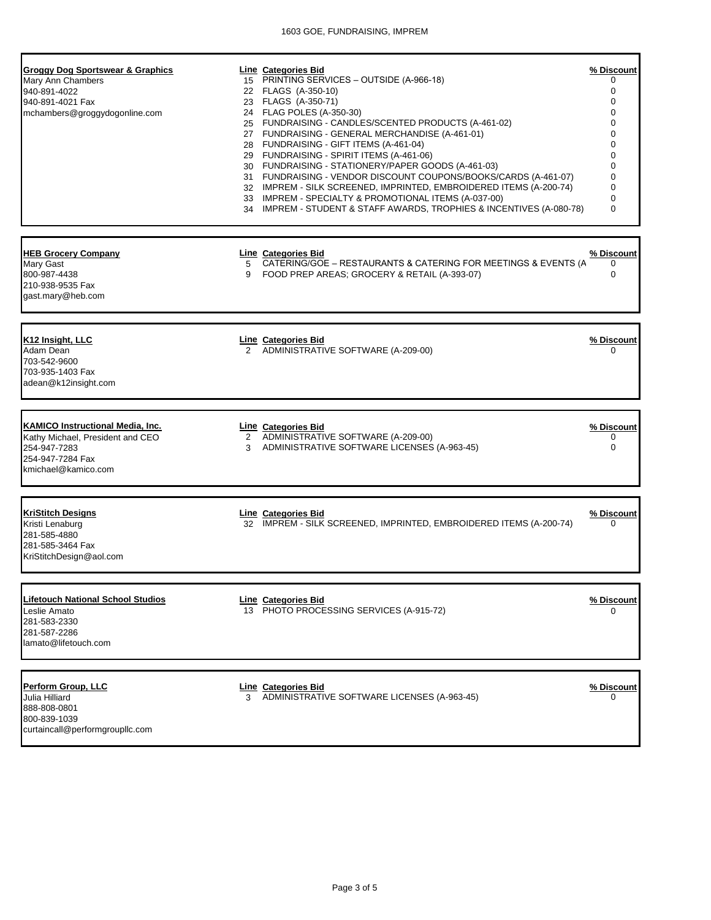1603 GOE, FUNDRAISING, IMPREM

**Groggy Dog Sportswear & Graphics**
Mary Ann Chambers
940-891-4022
940-891-4021 Fax
mchambers@groggydogonline.com

| Line | Categories Bid | % Discount |
|---|---|---|
| 15 | PRINTING SERVICES – OUTSIDE (A-966-18) | 0 |
| 22 | FLAGS (A-350-10) | 0 |
| 23 | FLAGS (A-350-71) | 0 |
| 24 | FLAG POLES (A-350-30) | 0 |
| 25 | FUNDRAISING - CANDLES/SCENTED PRODUCTS (A-461-02) | 0 |
| 27 | FUNDRAISING - GENERAL MERCHANDISE (A-461-01) | 0 |
| 28 | FUNDRAISING - GIFT ITEMS (A-461-04) | 0 |
| 29 | FUNDRAISING - SPIRIT ITEMS (A-461-06) | 0 |
| 30 | FUNDRAISING - STATIONERY/PAPER GOODS (A-461-03) | 0 |
| 31 | FUNDRAISING - VENDOR DISCOUNT COUPONS/BOOKS/CARDS (A-461-07) | 0 |
| 32 | IMPREM - SILK SCREENED, IMPRINTED, EMBROIDERED ITEMS (A-200-74) | 0 |
| 33 | IMPREM - SPECIALTY & PROMOTIONAL ITEMS (A-037-00) | 0 |
| 34 | IMPREM - STUDENT & STAFF AWARDS, TROPHIES & INCENTIVES (A-080-78) | 0 |

**HEB Grocery Company**
Mary Gast
800-987-4438
210-938-9535 Fax
gast.mary@heb.com

| Line | Categories Bid | % Discount |
|---|---|---|
| 5 | CATERING/GOE – RESTAURANTS & CATERING FOR MEETINGS & EVENTS (A | 0 |
| 9 | FOOD PREP AREAS; GROCERY & RETAIL (A-393-07) | 0 |

**K12 Insight, LLC**
Adam Dean
703-542-9600
703-935-1403 Fax
adean@k12insight.com

| Line | Categories Bid | % Discount |
|---|---|---|
| 2 | ADMINISTRATIVE SOFTWARE (A-209-00) | 0 |

**KAMICO Instructional Media, Inc.**
Kathy Michael, President and CEO
254-947-7283
254-947-7284 Fax
kmichael@kamico.com

| Line | Categories Bid | % Discount |
|---|---|---|
| 2 | ADMINISTRATIVE SOFTWARE (A-209-00) | 0 |
| 3 | ADMINISTRATIVE SOFTWARE LICENSES (A-963-45) | 0 |

**KriStitch Designs**
Kristi Lenaburg
281-585-4880
281-585-3464 Fax
KriStitchDesign@aol.com

| Line | Categories Bid | % Discount |
|---|---|---|
| 32 | IMPREM - SILK SCREENED, IMPRINTED, EMBROIDERED ITEMS (A-200-74) | 0 |

**Lifetouch National School Studios**
Leslie Amato
281-583-2330
281-587-2286
lamato@lifetouch.com

| Line | Categories Bid | % Discount |
|---|---|---|
| 13 | PHOTO PROCESSING SERVICES (A-915-72) | 0 |

**Perform Group, LLC**
Julia Hilliard
888-808-0801
800-839-1039
curtaincall@performgroupllc.com

| Line | Categories Bid | % Discount |
|---|---|---|
| 3 | ADMINISTRATIVE SOFTWARE LICENSES (A-963-45) | 0 |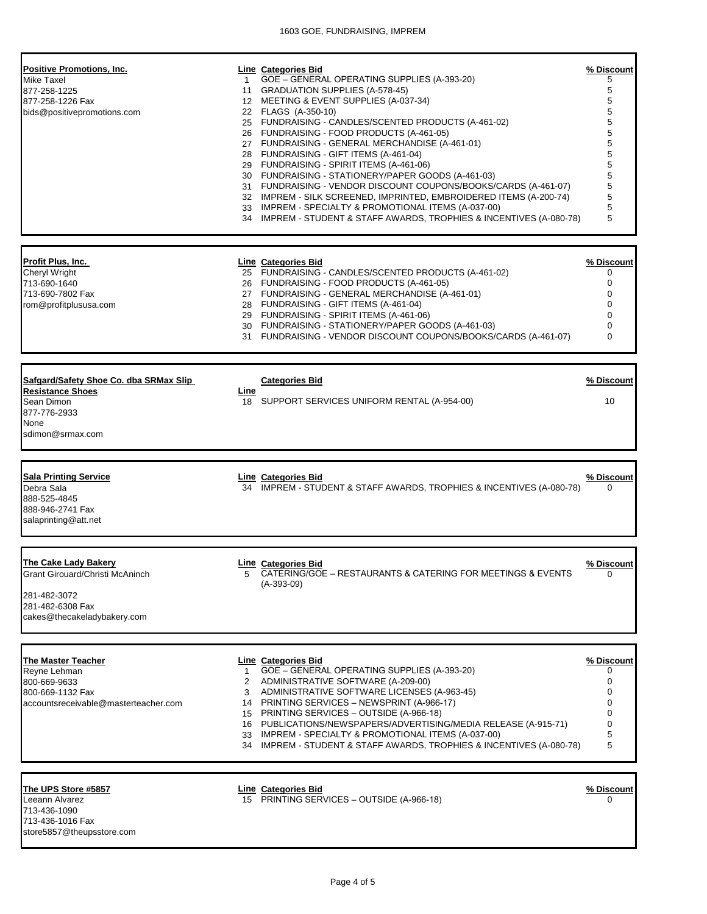1603 GOE, FUNDRAISING, IMPREM

**Positive Promotions, Inc.**
Mike Taxel
877-258-1225
877-258-1226 Fax
bids@positivepromotions.com

| Line | Categories Bid | % Discount |
|---|---|---|
| 1 | GOE – GENERAL OPERATING SUPPLIES (A-393-20) | 5 |
| 11 | GRADUATION SUPPLIES (A-578-45) | 5 |
| 12 | MEETING & EVENT SUPPLIES (A-037-34) | 5 |
| 22 | FLAGS (A-350-10) | 5 |
| 25 | FUNDRAISING - CANDLES/SCENTED PRODUCTS (A-461-02) | 5 |
| 26 | FUNDRAISING - FOOD PRODUCTS (A-461-05) | 5 |
| 27 | FUNDRAISING - GENERAL MERCHANDISE (A-461-01) | 5 |
| 28 | FUNDRAISING - GIFT ITEMS (A-461-04) | 5 |
| 29 | FUNDRAISING - SPIRIT ITEMS (A-461-06) | 5 |
| 30 | FUNDRAISING - STATIONERY/PAPER GOODS (A-461-03) | 5 |
| 31 | FUNDRAISING - VENDOR DISCOUNT COUPONS/BOOKS/CARDS (A-461-07) | 5 |
| 32 | IMPREM - SILK SCREENED, IMPRINTED, EMBROIDERED ITEMS (A-200-74) | 5 |
| 33 | IMPREM - SPECIALTY & PROMOTIONAL ITEMS (A-037-00) | 5 |
| 34 | IMPREM - STUDENT & STAFF AWARDS, TROPHIES & INCENTIVES (A-080-78) | 5 |

**Profit Plus, Inc.**
Cheryl Wright
713-690-1640
713-690-7802 Fax
rom@profitplususa.com

| Line | Categories Bid | % Discount |
|---|---|---|
| 25 | FUNDRAISING - CANDLES/SCENTED PRODUCTS (A-461-02) | 0 |
| 26 | FUNDRAISING - FOOD PRODUCTS (A-461-05) | 0 |
| 27 | FUNDRAISING - GENERAL MERCHANDISE (A-461-01) | 0 |
| 28 | FUNDRAISING - GIFT ITEMS (A-461-04) | 0 |
| 29 | FUNDRAISING - SPIRIT ITEMS (A-461-06) | 0 |
| 30 | FUNDRAISING - STATIONERY/PAPER GOODS (A-461-03) | 0 |
| 31 | FUNDRAISING - VENDOR DISCOUNT COUPONS/BOOKS/CARDS (A-461-07) | 0 |

**Safgard/Safety Shoe Co. dba SRMax Slip Resistance Shoes**
Sean Dimon
877-776-2933
None
sdimon@srmax.com

| Line | Categories Bid | % Discount |
|---|---|---|
| 18 | SUPPORT SERVICES UNIFORM RENTAL (A-954-00) | 10 |

**Sala Printing Service**
Debra Sala
888-525-4845
888-946-2741 Fax
salaprinting@att.net

| Line | Categories Bid | % Discount |
|---|---|---|
| 34 | IMPREM - STUDENT & STAFF AWARDS, TROPHIES & INCENTIVES (A-080-78) | 0 |

**The Cake Lady Bakery**
Grant Girouard/Christi McAninch
281-482-3072
281-482-6308 Fax
cakes@thecakeladybakery.com

| Line | Categories Bid | % Discount |
|---|---|---|
| 5 | CATERING/GOE – RESTAURANTS & CATERING FOR MEETINGS & EVENTS (A-393-09) | 0 |

**The Master Teacher**
Reyne Lehman
800-669-9633
800-669-1132 Fax
accountsreceivable@masterteacher.com

| Line | Categories Bid | % Discount |
|---|---|---|
| 1 | GOE – GENERAL OPERATING SUPPLIES (A-393-20) | 0 |
| 2 | ADMINISTRATIVE SOFTWARE (A-209-00) | 0 |
| 3 | ADMINISTRATIVE SOFTWARE LICENSES (A-963-45) | 0 |
| 14 | PRINTING SERVICES – NEWSPRINT (A-966-17) | 0 |
| 15 | PRINTING SERVICES – OUTSIDE (A-966-18) | 0 |
| 16 | PUBLICATIONS/NEWSPAPERS/ADVERTISING/MEDIA RELEASE (A-915-71) | 0 |
| 33 | IMPREM - SPECIALTY & PROMOTIONAL ITEMS (A-037-00) | 5 |
| 34 | IMPREM - STUDENT & STAFF AWARDS, TROPHIES & INCENTIVES (A-080-78) | 5 |

**The UPS Store #5857**
Leeann Alvarez
713-436-1090
713-436-1016 Fax
store5857@theupsstore.com

| Line | Categories Bid | % Discount |
|---|---|---|
| 15 | PRINTING SERVICES – OUTSIDE (A-966-18) | 0 |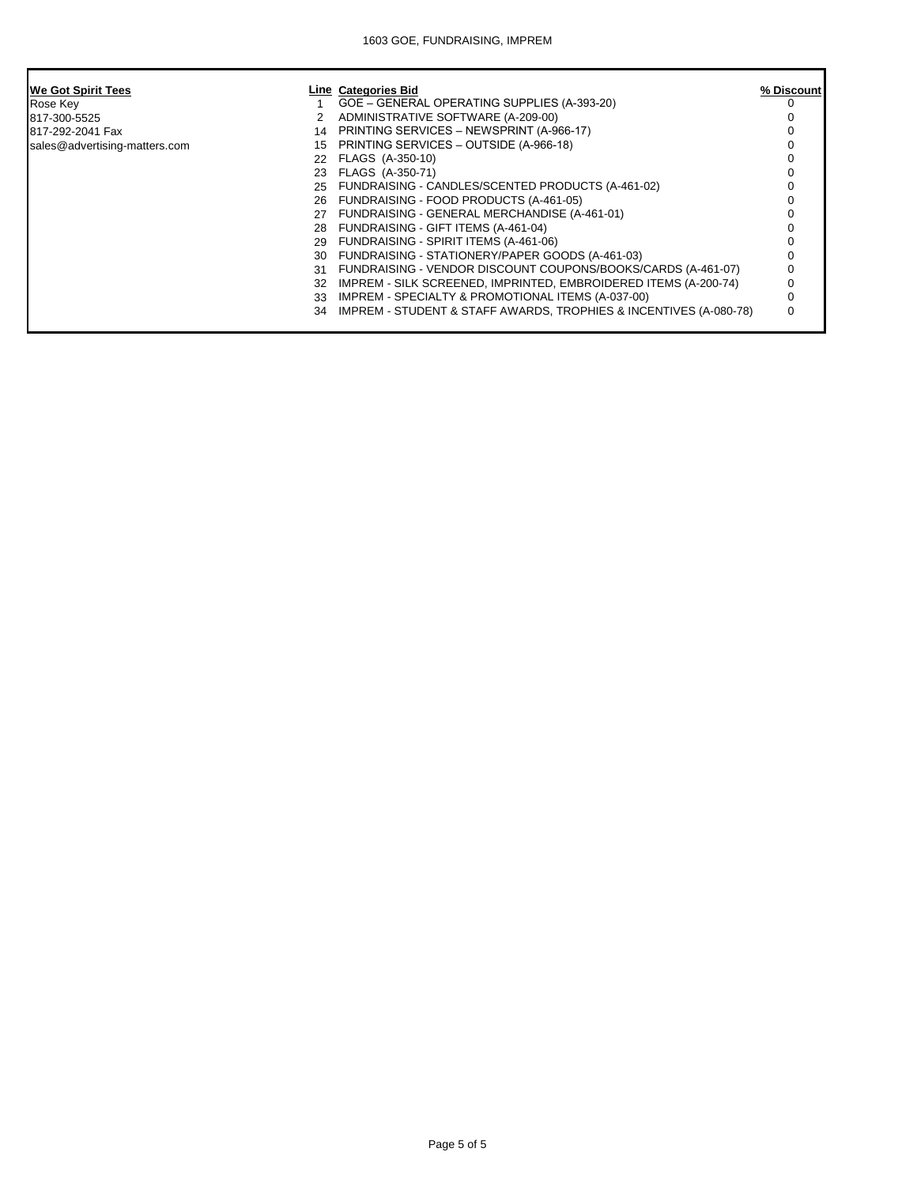| We Got Spirit Tees | Line | Categories Bid | % Discount |
|---|---|---|---|
| Rose Key | 1 | GOE – GENERAL OPERATING SUPPLIES (A-393-20) | 0 |
| 817-300-5525 | 2 | ADMINISTRATIVE SOFTWARE (A-209-00) | 0 |
| 817-292-2041 Fax | 14 | PRINTING SERVICES – NEWSPRINT (A-966-17) | 0 |
| sales@advertising-matters.com | 15 | PRINTING SERVICES – OUTSIDE (A-966-18) | 0 |
| | 22 | FLAGS (A-350-10) | 0 |
| | 23 | FLAGS (A-350-71) | 0 |
| | 25 | FUNDRAISING - CANDLES/SCENTED PRODUCTS (A-461-02) | 0 |
| | 26 | FUNDRAISING - FOOD PRODUCTS (A-461-05) | 0 |
| | 27 | FUNDRAISING - GENERAL MERCHANDISE (A-461-01) | 0 |
| | 28 | FUNDRAISING - GIFT ITEMS (A-461-04) | 0 |
| | 29 | FUNDRAISING - SPIRIT ITEMS (A-461-06) | 0 |
| | 30 | FUNDRAISING - STATIONERY/PAPER GOODS (A-461-03) | 0 |
| | 31 | FUNDRAISING - VENDOR DISCOUNT COUPONS/BOOKS/CARDS (A-461-07) | 0 |
| | 32 | IMPREM - SILK SCREENED, IMPRINTED, EMBROIDERED ITEMS (A-200-74) | 0 |
| | 33 | IMPREM - SPECIALTY & PROMOTIONAL ITEMS (A-037-00) | 0 |
| | 34 | IMPREM - STUDENT & STAFF AWARDS, TROPHIES & INCENTIVES (A-080-78) | 0 |